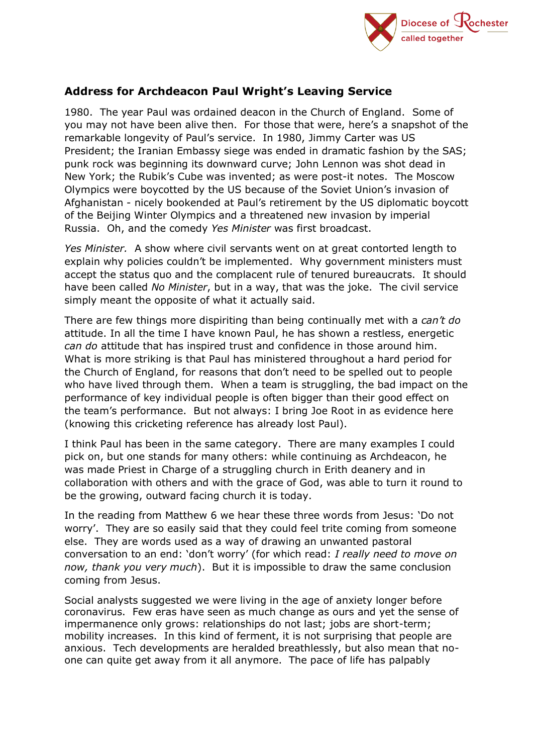## Address for Archdeacon Paul Wright's Leaving Service

1980. The year Paul was ordained deacon in the Church of England. Some of you may not have been alive then. For those that were, here's a snapshot of the remarkable longevity of Paul's service. In 1980, Jimmy Carter was US President; the Iranian Embassy siege was ended in dramatic fashion by the SAS; punk rock was beginning its downward curve; John Lennon was shot dead in New York; the Rubik's Cube was invented; as were post-it notes. The Moscow Olympics were boycotted by the US because of the Soviet Union's invasion of Afghanistan - nicely bookended at Paul's retirement by the US diplomatic boycott of the Beijing Winter Olympics and a threatened new invasion by imperial Russia. Oh, and the comedy *Yes Minister* was first broadcast.

*Yes Minister.* A show where civil servants went on at great contorted length to explain why policies couldn't be implemented. Why government ministers must accept the status quo and the complacent rule of tenured bureaucrats. It should have been called *No Minister*, but in a way, that was the joke. The civil service simply meant the opposite of what it actually said.

There are few things more dispiriting than being continually met with a *can't do* attitude. In all the time I have known Paul, he has shown a restless, energetic *can do* attitude that has inspired trust and confidence in those around him. What is more striking is that Paul has ministered throughout a hard period for the Church of England, for reasons that don't need to be spelled out to people who have lived through them. When a team is struggling, the bad impact on the performance of key individual people is often bigger than their good effect on the team's performance. But not always: I bring Joe Root in as evidence here (knowing this cricketing reference has already lost Paul).

I think Paul has been in the same category. There are many examples I could pick on, but one stands for many others: while continuing as Archdeacon, he was made Priest in Charge of a struggling church in Erith deanery and in collaboration with others and with the grace of God, was able to turn it round to be the growing, outward facing church it is today.

In the reading from Matthew 6 we hear these three words from Jesus: 'Do not worry'. They are so easily said that they could feel trite coming from someone else. They are words used as a way of drawing an unwanted pastoral conversation to an end: 'don't worry' (for which read: *I really need to move on now, thank you very much*). But it is impossible to draw the same conclusion coming from Jesus.

Social analysts suggested we were living in the age of anxiety longer before coronavirus. Few eras have seen as much change as ours and yet the sense of impermanence only grows: relationships do not last; jobs are short-term; mobility increases. In this kind of ferment, it is not surprising that people are anxious. Tech developments are heralded breathlessly, but also mean that no-one can quite get away from it all anymore. The pace of life has palpably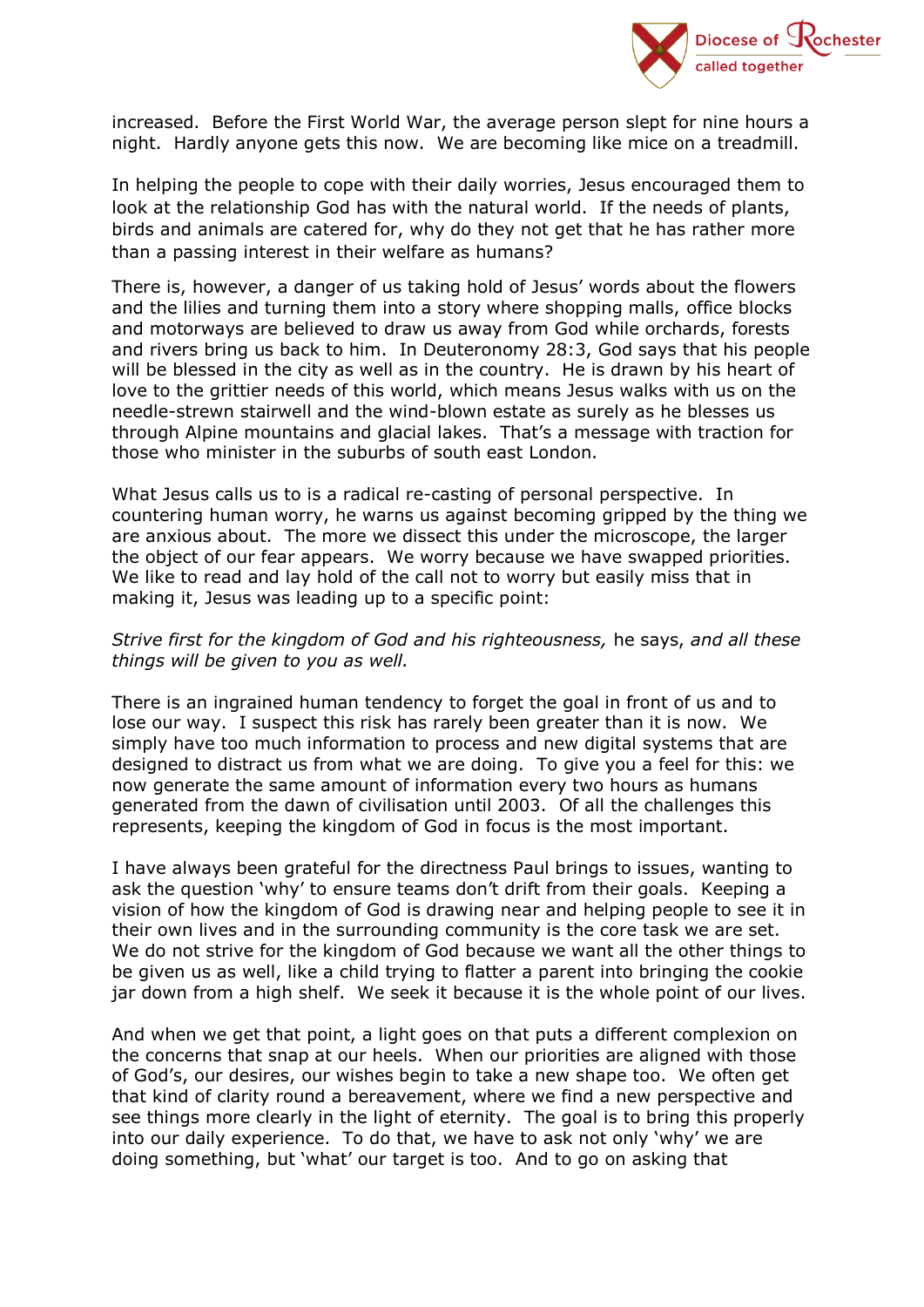increased. Before the First World War, the average person slept for nine hours a night. Hardly anyone gets this now. We are becoming like mice on a treadmill.

In helping the people to cope with their daily worries, Jesus encouraged them to look at the relationship God has with the natural world. If the needs of plants, birds and animals are catered for, why do they not get that he has rather more than a passing interest in their welfare as humans?

There is, however, a danger of us taking hold of Jesus' words about the flowers and the lilies and turning them into a story where shopping malls, office blocks and motorways are believed to draw us away from God while orchards, forests and rivers bring us back to him. In Deuteronomy 28:3, God says that his people will be blessed in the city as well as in the country. He is drawn by his heart of love to the grittier needs of this world, which means Jesus walks with us on the needle-strewn stairwell and the wind-blown estate as surely as he blesses us through Alpine mountains and glacial lakes. That's a message with traction for those who minister in the suburbs of south east London.

What Jesus calls us to is a radical re-casting of personal perspective. In countering human worry, he warns us against becoming gripped by the thing we are anxious about. The more we dissect this under the microscope, the larger the object of our fear appears. We worry because we have swapped priorities. We like to read and lay hold of the call not to worry but easily miss that in making it, Jesus was leading up to a specific point:

*Strive first for the kingdom of God and his righteousness,* he says, *and all these things will be given to you as well.*

There is an ingrained human tendency to forget the goal in front of us and to lose our way. I suspect this risk has rarely been greater than it is now. We simply have too much information to process and new digital systems that are designed to distract us from what we are doing. To give you a feel for this: we now generate the same amount of information every two hours as humans generated from the dawn of civilisation until 2003. Of all the challenges this represents, keeping the kingdom of God in focus is the most important.

I have always been grateful for the directness Paul brings to issues, wanting to ask the question 'why' to ensure teams don't drift from their goals. Keeping a vision of how the kingdom of God is drawing near and helping people to see it in their own lives and in the surrounding community is the core task we are set. We do not strive for the kingdom of God because we want all the other things to be given us as well, like a child trying to flatter a parent into bringing the cookie jar down from a high shelf. We seek it because it is the whole point of our lives.

And when we get that point, a light goes on that puts a different complexion on the concerns that snap at our heels. When our priorities are aligned with those of God's, our desires, our wishes begin to take a new shape too. We often get that kind of clarity round a bereavement, where we find a new perspective and see things more clearly in the light of eternity. The goal is to bring this properly into our daily experience. To do that, we have to ask not only 'why' we are doing something, but 'what' our target is too. And to go on asking that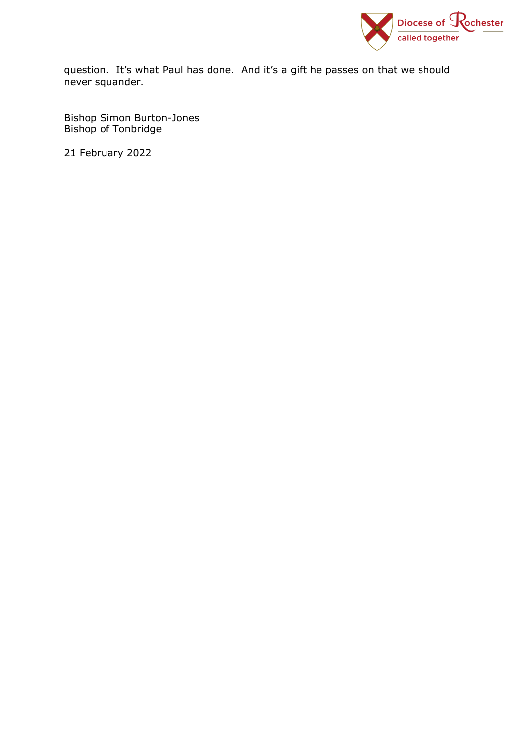question.  It's what Paul has done.  And it's a gift he passes on that we should never squander.

Bishop Simon Burton-Jones
Bishop of Tonbridge

21 February 2022